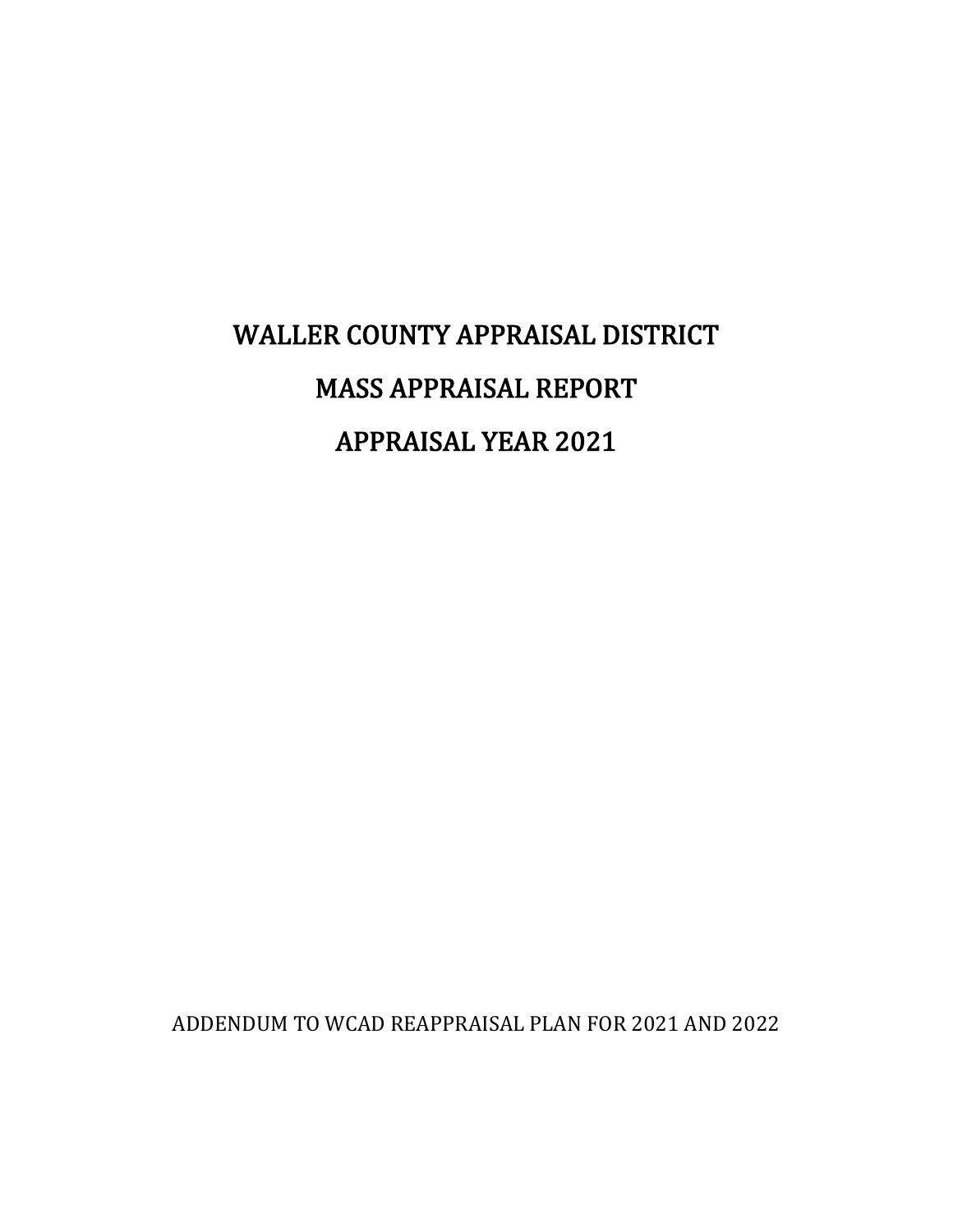# WALLER COUNTY APPRAISAL DISTRICT

# MASS APPRAISAL REPORT

# APPRAISAL YEAR 2021

ADDENDUM TO WCAD REAPPRAISAL PLAN FOR 2021 AND 2022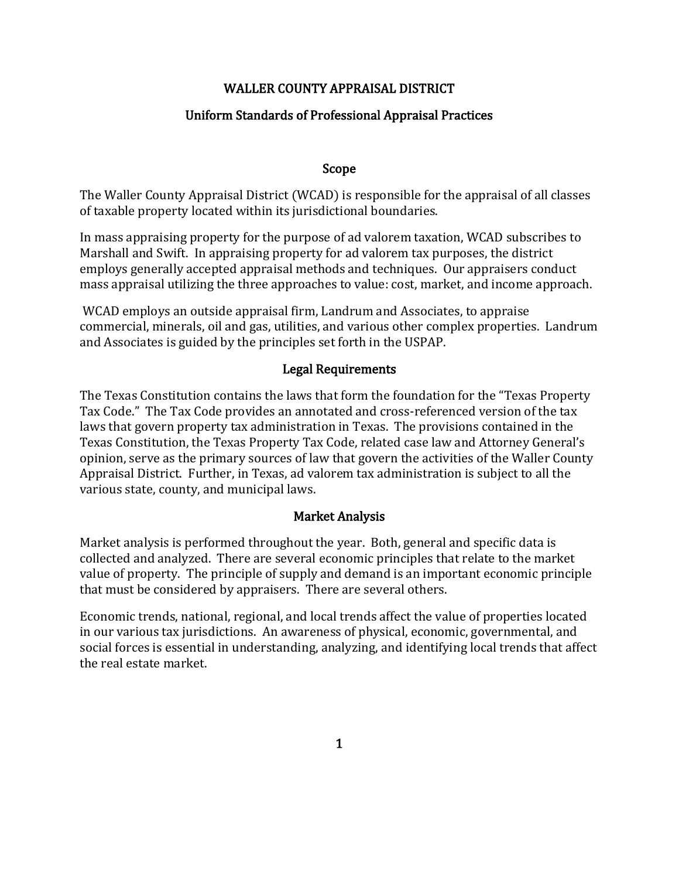# WALLER COUNTY APPRAISAL DISTRICT

## Uniform Standards of Professional Appraisal Practices

### Scope

The Waller County Appraisal District (WCAD) is responsible for the appraisal of all classes of taxable property located within its jurisdictional boundaries.

In mass appraising property for the purpose of ad valorem taxation, WCAD subscribes to Marshall and Swift. In appraising property for ad valorem tax purposes, the district employs generally accepted appraisal methods and techniques. Our appraisers conduct mass appraisal utilizing the three approaches to value: cost, market, and income approach.

WCAD employs an outside appraisal firm, Landrum and Associates, to appraise commercial, minerals, oil and gas, utilities, and various other complex properties. Landrum and Associates is guided by the principles set forth in the USPAP.

### Legal Requirements

The Texas Constitution contains the laws that form the foundation for the "Texas Property Tax Code." The Tax Code provides an annotated and cross-referenced version of the tax laws that govern property tax administration in Texas. The provisions contained in the Texas Constitution, the Texas Property Tax Code, related case law and Attorney General's opinion, serve as the primary sources of law that govern the activities of the Waller County Appraisal District. Further, in Texas, ad valorem tax administration is subject to all the various state, county, and municipal laws.

### Market Analysis

Market analysis is performed throughout the year. Both, general and specific data is collected and analyzed. There are several economic principles that relate to the market value of property. The principle of supply and demand is an important economic principle that must be considered by appraisers. There are several others.

Economic trends, national, regional, and local trends affect the value of properties located in our various tax jurisdictions. An awareness of physical, economic, governmental, and social forces is essential in understanding, analyzing, and identifying local trends that affect the real estate market.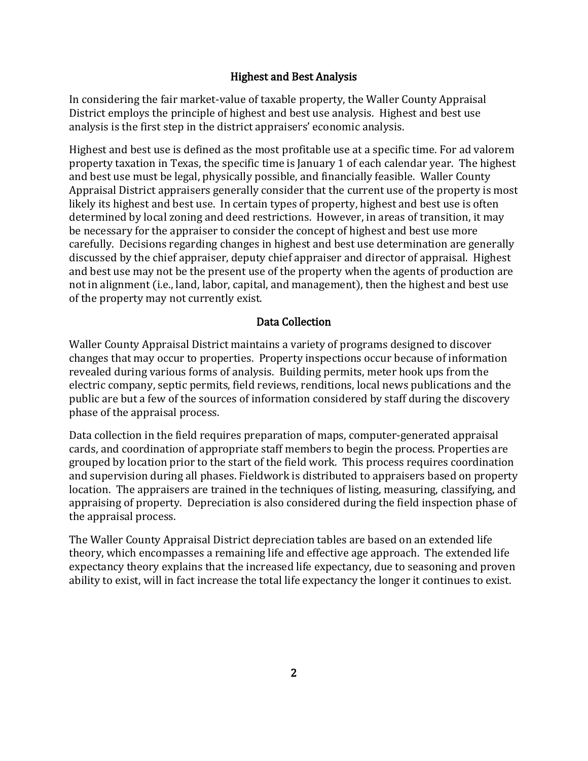## Highest and Best Analysis

In considering the fair market-value of taxable property, the Waller County Appraisal District employs the principle of highest and best use analysis. Highest and best use analysis is the first step in the district appraisers' economic analysis.

Highest and best use is defined as the most profitable use at a specific time. For ad valorem property taxation in Texas, the specific time is January 1 of each calendar year. The highest and best use must be legal, physically possible, and financially feasible. Waller County Appraisal District appraisers generally consider that the current use of the property is most likely its highest and best use. In certain types of property, highest and best use is often determined by local zoning and deed restrictions. However, in areas of transition, it may be necessary for the appraiser to consider the concept of highest and best use more carefully. Decisions regarding changes in highest and best use determination are generally discussed by the chief appraiser, deputy chief appraiser and director of appraisal. Highest and best use may not be the present use of the property when the agents of production are not in alignment (i.e., land, labor, capital, and management), then the highest and best use of the property may not currently exist.

## Data Collection

Waller County Appraisal District maintains a variety of programs designed to discover changes that may occur to properties. Property inspections occur because of information revealed during various forms of analysis. Building permits, meter hook ups from the electric company, septic permits, field reviews, renditions, local news publications and the public are but a few of the sources of information considered by staff during the discovery phase of the appraisal process.

Data collection in the field requires preparation of maps, computer-generated appraisal cards, and coordination of appropriate staff members to begin the process. Properties are grouped by location prior to the start of the field work. This process requires coordination and supervision during all phases. Fieldwork is distributed to appraisers based on property location. The appraisers are trained in the techniques of listing, measuring, classifying, and appraising of property. Depreciation is also considered during the field inspection phase of the appraisal process.

The Waller County Appraisal District depreciation tables are based on an extended life theory, which encompasses a remaining life and effective age approach. The extended life expectancy theory explains that the increased life expectancy, due to seasoning and proven ability to exist, will in fact increase the total life expectancy the longer it continues to exist.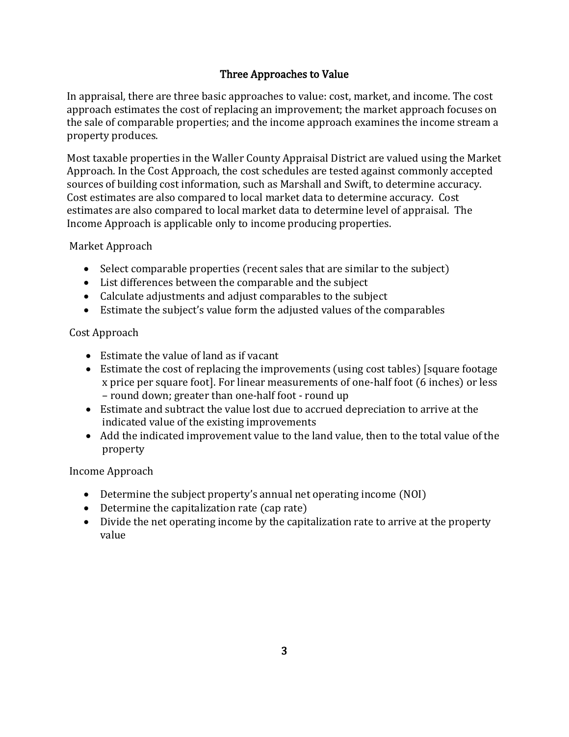## Three Approaches to Value

In appraisal, there are three basic approaches to value: cost, market, and income. The cost approach estimates the cost of replacing an improvement; the market approach focuses on the sale of comparable properties; and the income approach examines the income stream a property produces.

Most taxable properties in the Waller County Appraisal District are valued using the Market Approach. In the Cost Approach, the cost schedules are tested against commonly accepted sources of building cost information, such as Marshall and Swift, to determine accuracy. Cost estimates are also compared to local market data to determine accuracy. Cost estimates are also compared to local market data to determine level of appraisal. The Income Approach is applicable only to income producing properties.

### Market Approach

- Select comparable properties (recent sales that are similar to the subject)
- List differences between the comparable and the subject
- Calculate adjustments and adjust comparables to the subject
- Estimate the subject's value form the adjusted values of the comparables

### Cost Approach

- Estimate the value of land as if vacant
- Estimate the cost of replacing the improvements (using cost tables) [square footage x price per square foot]. For linear measurements of one-half foot (6 inches) or less – round down; greater than one-half foot - round up
- Estimate and subtract the value lost due to accrued depreciation to arrive at the indicated value of the existing improvements
- Add the indicated improvement value to the land value, then to the total value of the property

### Income Approach

- Determine the subject property's annual net operating income (NOI)
- Determine the capitalization rate (cap rate)
- Divide the net operating income by the capitalization rate to arrive at the property value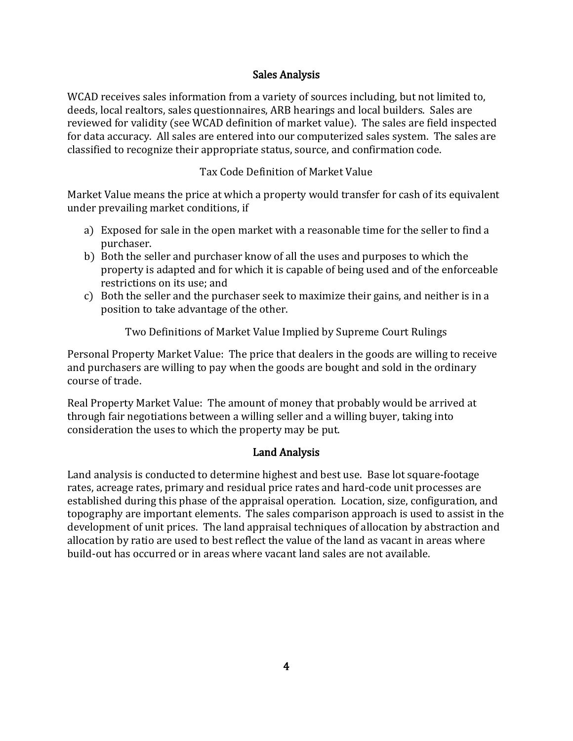## Sales Analysis

WCAD receives sales information from a variety of sources including, but not limited to, deeds, local realtors, sales questionnaires, ARB hearings and local builders. Sales are reviewed for validity (see WCAD definition of market value). The sales are field inspected for data accuracy. All sales are entered into our computerized sales system. The sales are classified to recognize their appropriate status, source, and confirmation code.

### Tax Code Definition of Market Value

Market Value means the price at which a property would transfer for cash of its equivalent under prevailing market conditions, if

a) Exposed for sale in the open market with a reasonable time for the seller to find a purchaser.
b) Both the seller and purchaser know of all the uses and purposes to which the property is adapted and for which it is capable of being used and of the enforceable restrictions on its use; and
c) Both the seller and the purchaser seek to maximize their gains, and neither is in a position to take advantage of the other.

### Two Definitions of Market Value Implied by Supreme Court Rulings

Personal Property Market Value: The price that dealers in the goods are willing to receive and purchasers are willing to pay when the goods are bought and sold in the ordinary course of trade.

Real Property Market Value: The amount of money that probably would be arrived at through fair negotiations between a willing seller and a willing buyer, taking into consideration the uses to which the property may be put.

## Land Analysis

Land analysis is conducted to determine highest and best use. Base lot square-footage rates, acreage rates, primary and residual price rates and hard-code unit processes are established during this phase of the appraisal operation. Location, size, configuration, and topography are important elements. The sales comparison approach is used to assist in the development of unit prices. The land appraisal techniques of allocation by abstraction and allocation by ratio are used to best reflect the value of the land as vacant in areas where build-out has occurred or in areas where vacant land sales are not available.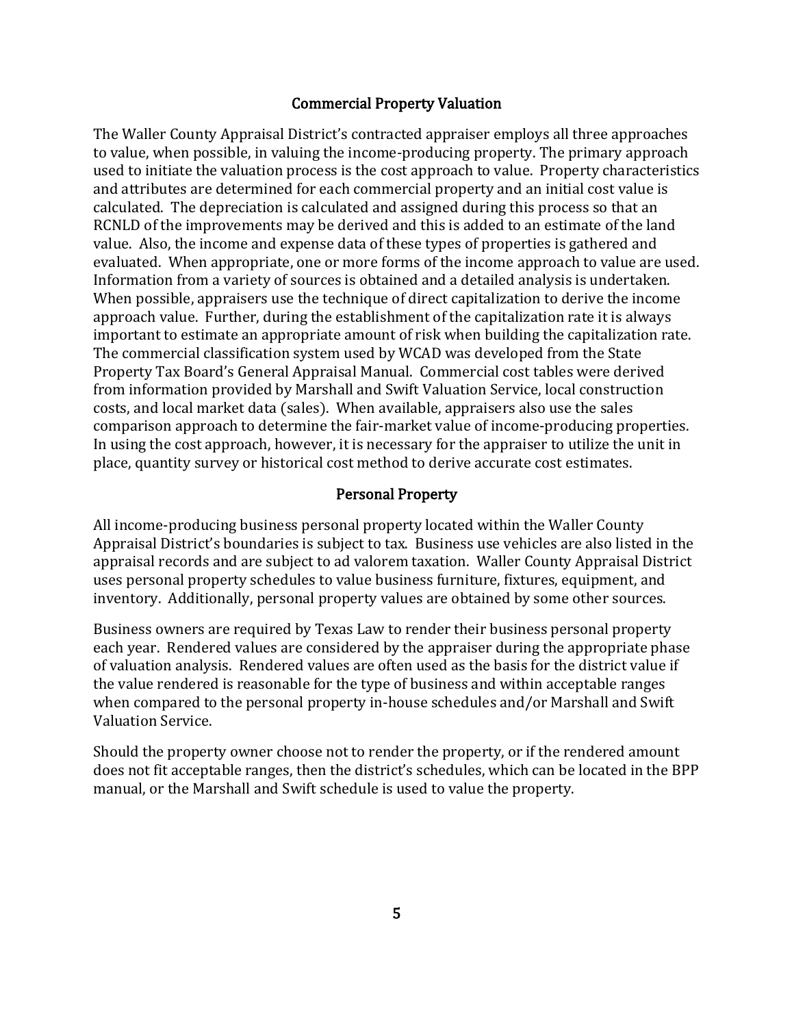## Commercial Property Valuation

The Waller County Appraisal District's contracted appraiser employs all three approaches to value, when possible, in valuing the income-producing property. The primary approach used to initiate the valuation process is the cost approach to value. Property characteristics and attributes are determined for each commercial property and an initial cost value is calculated. The depreciation is calculated and assigned during this process so that an RCNLD of the improvements may be derived and this is added to an estimate of the land value. Also, the income and expense data of these types of properties is gathered and evaluated. When appropriate, one or more forms of the income approach to value are used. Information from a variety of sources is obtained and a detailed analysis is undertaken. When possible, appraisers use the technique of direct capitalization to derive the income approach value. Further, during the establishment of the capitalization rate it is always important to estimate an appropriate amount of risk when building the capitalization rate. The commercial classification system used by WCAD was developed from the State Property Tax Board's General Appraisal Manual. Commercial cost tables were derived from information provided by Marshall and Swift Valuation Service, local construction costs, and local market data (sales). When available, appraisers also use the sales comparison approach to determine the fair-market value of income-producing properties. In using the cost approach, however, it is necessary for the appraiser to utilize the unit in place, quantity survey or historical cost method to derive accurate cost estimates.

## Personal Property

All income-producing business personal property located within the Waller County Appraisal District's boundaries is subject to tax. Business use vehicles are also listed in the appraisal records and are subject to ad valorem taxation. Waller County Appraisal District uses personal property schedules to value business furniture, fixtures, equipment, and inventory. Additionally, personal property values are obtained by some other sources.

Business owners are required by Texas Law to render their business personal property each year. Rendered values are considered by the appraiser during the appropriate phase of valuation analysis. Rendered values are often used as the basis for the district value if the value rendered is reasonable for the type of business and within acceptable ranges when compared to the personal property in-house schedules and/or Marshall and Swift Valuation Service.

Should the property owner choose not to render the property, or if the rendered amount does not fit acceptable ranges, then the district's schedules, which can be located in the BPP manual, or the Marshall and Swift schedule is used to value the property.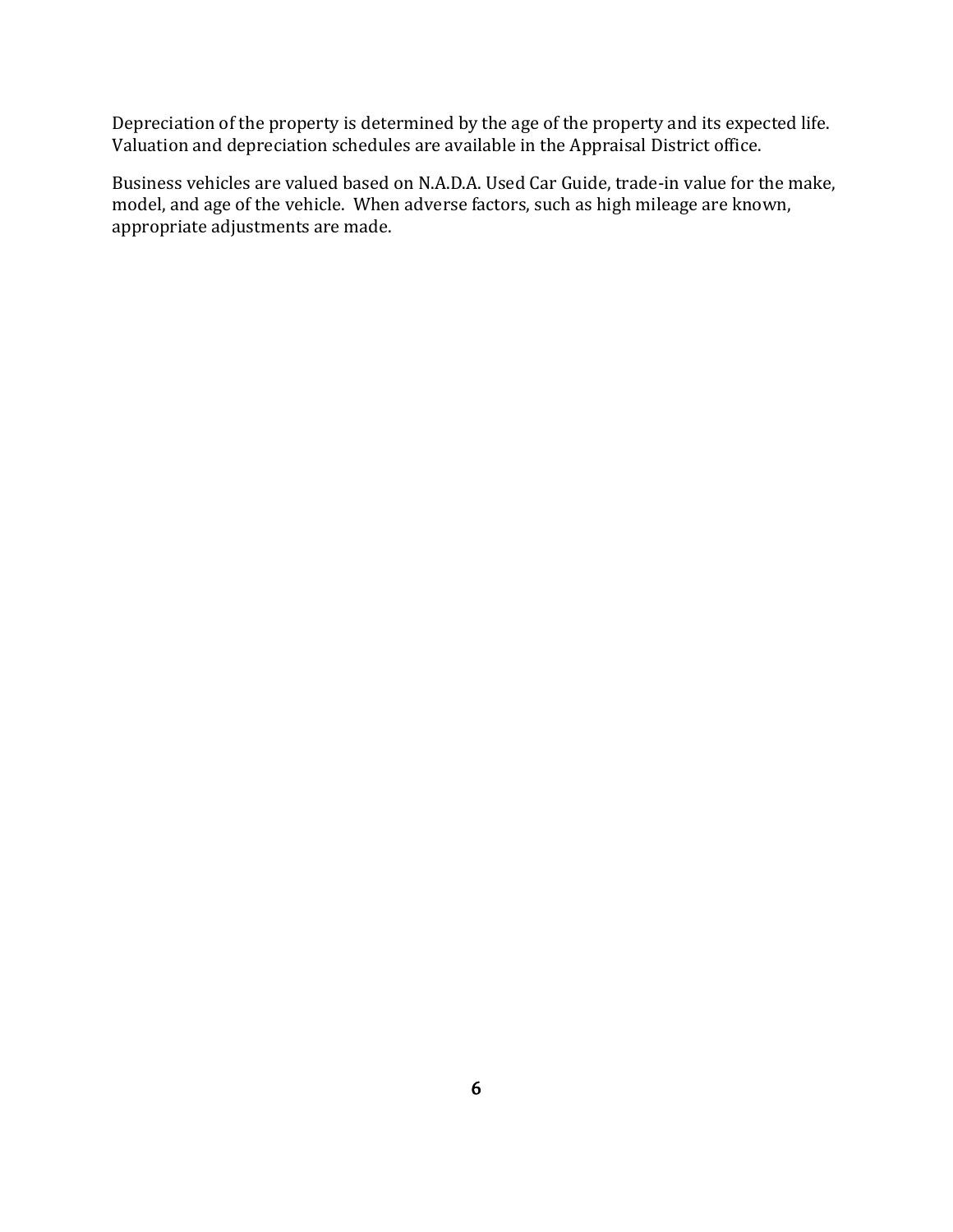Depreciation of the property is determined by the age of the property and its expected life. Valuation and depreciation schedules are available in the Appraisal District office.

Business vehicles are valued based on N.A.D.A. Used Car Guide, trade-in value for the make, model, and age of the vehicle. When adverse factors, such as high mileage are known, appropriate adjustments are made.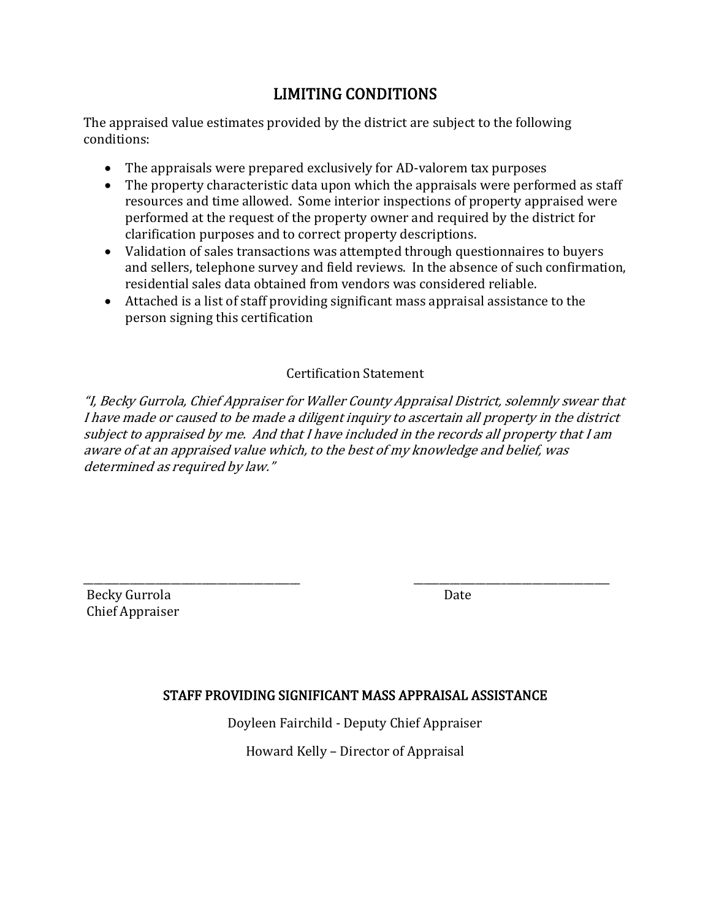## LIMITING CONDITIONS

The appraised value estimates provided by the district are subject to the following conditions:

- The appraisals were prepared exclusively for AD-valorem tax purposes
- The property characteristic data upon which the appraisals were performed as staff resources and time allowed. Some interior inspections of property appraised were performed at the request of the property owner and required by the district for clarification purposes and to correct property descriptions.
- Validation of sales transactions was attempted through questionnaires to buyers and sellers, telephone survey and field reviews. In the absence of such confirmation, residential sales data obtained from vendors was considered reliable.
- Attached is a list of staff providing significant mass appraisal assistance to the person signing this certification

Certification Statement

*"I, Becky Gurrola, Chief Appraiser for Waller County Appraisal District, solemnly swear that I have made or caused to be made a diligent inquiry to ascertain all property in the district subject to appraised by me. And that I have included in the records all property that I am aware of at an appraised value which, to the best of my knowledge and belief, was determined as required by law."*

\_\_\_\_\_\_\_\_\_\_\_\_\_\_\_\_\_\_\_\_\_\_\_\_\_\_\_\_\_\_\_\_\_\_\_\_\_\_\_\_ \_\_\_\_\_\_\_\_\_\_\_\_\_\_\_\_\_\_\_\_\_\_\_\_\_\_\_\_\_\_\_\_\_\_\_\_\_\_\_\_

Becky Gurrola
Chief Appraiser

Date

## STAFF PROVIDING SIGNIFICANT MASS APPRAISAL ASSISTANCE

Doyleen Fairchild - Deputy Chief Appraiser

Howard Kelly – Director of Appraisal